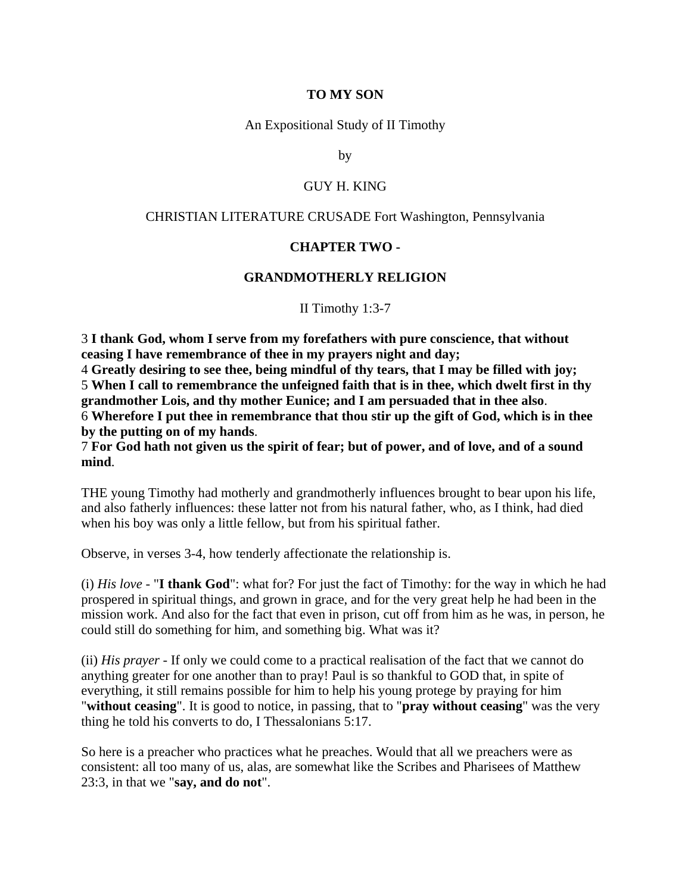# TO MY SON

An Expositional Study of II Timothy

by

GUY H. KING

CHRISTIAN LITERATURE CRUSADE Fort Washington, Pennsylvania

## CHAPTER TWO -

## GRANDMOTHERLY RELIGION

II Timothy 1:3-7

3 **I thank God, whom I serve from my forefathers with pure conscience, that without ceasing I have remembrance of thee in my prayers night and day;**
4 **Greatly desiring to see thee, being mindful of thy tears, that I may be filled with joy;**
5 **When I call to remembrance the unfeigned faith that is in thee, which dwelt first in thy grandmother Lois, and thy mother Eunice; and I am persuaded that in thee also**.
6 **Wherefore I put thee in remembrance that thou stir up the gift of God, which is in thee by the putting on of my hands**.
7 **For God hath not given us the spirit of fear; but of power, and of love, and of a sound mind**.

THE young Timothy had motherly and grandmotherly influences brought to bear upon his life, and also fatherly influences: these latter not from his natural father, who, as I think, had died when his boy was only a little fellow, but from his spiritual father.

Observe, in verses 3-4, how tenderly affectionate the relationship is.

(i) *His love* - "**I thank God**": what for? For just the fact of Timothy: for the way in which he had prospered in spiritual things, and grown in grace, and for the very great help he had been in the mission work. And also for the fact that even in prison, cut off from him as he was, in person, he could still do something for him, and something big. What was it?

(ii) *His prayer* - If only we could come to a practical realisation of the fact that we cannot do anything greater for one another than to pray! Paul is so thankful to GOD that, in spite of everything, it still remains possible for him to help his young protege by praying for him "**without ceasing**". It is good to notice, in passing, that to "**pray without ceasing**" was the very thing he told his converts to do, I Thessalonians 5:17.

So here is a preacher who practices what he preaches. Would that all we preachers were as consistent: all too many of us, alas, are somewhat like the Scribes and Pharisees of Matthew 23:3, in that we "**say, and do not**".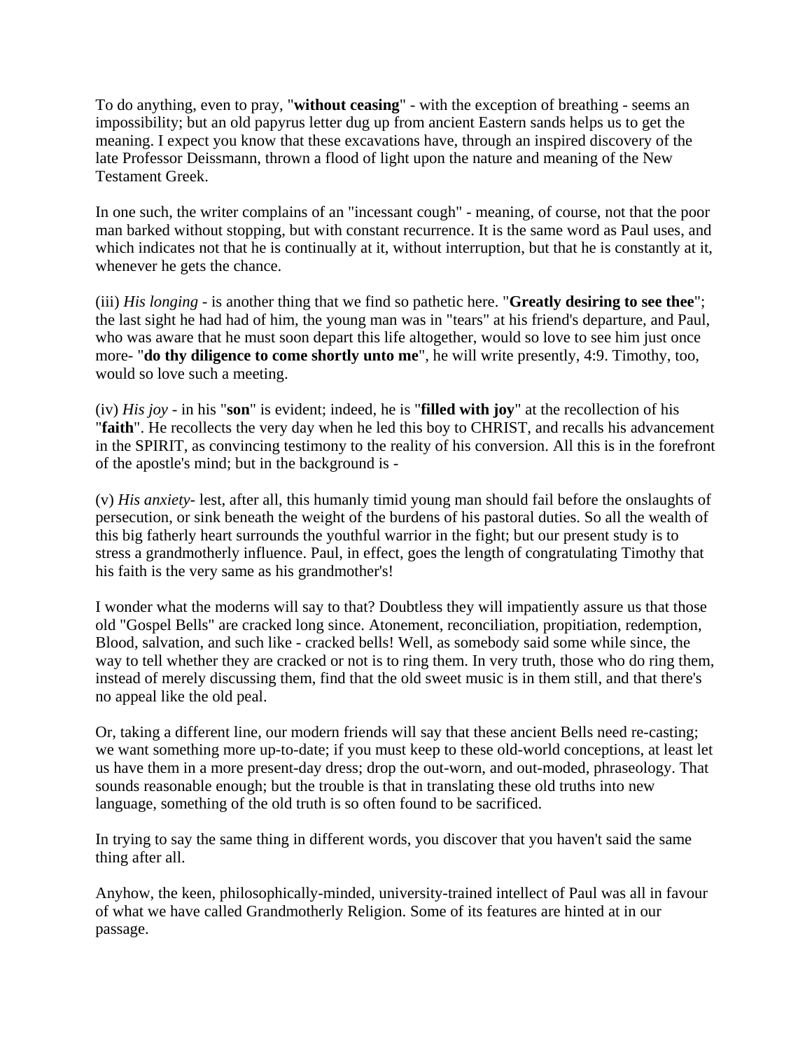To do anything, even to pray, "**without ceasing**" - with the exception of breathing - seems an impossibility; but an old papyrus letter dug up from ancient Eastern sands helps us to get the meaning. I expect you know that these excavations have, through an inspired discovery of the late Professor Deissmann, thrown a flood of light upon the nature and meaning of the New Testament Greek.

In one such, the writer complains of an "incessant cough" - meaning, of course, not that the poor man barked without stopping, but with constant recurrence. It is the same word as Paul uses, and which indicates not that he is continually at it, without interruption, but that he is constantly at it, whenever he gets the chance.

(iii) *His longing* - is another thing that we find so pathetic here. "**Greatly desiring to see thee**"; the last sight he had had of him, the young man was in "tears" at his friend's departure, and Paul, who was aware that he must soon depart this life altogether, would so love to see him just once more- "**do thy diligence to come shortly unto me**", he will write presently, 4:9. Timothy, too, would so love such a meeting.

(iv) *His joy* - in his "**son**" is evident; indeed, he is "**filled with joy**" at the recollection of his "**faith**". He recollects the very day when he led this boy to CHRIST, and recalls his advancement in the SPIRIT, as convincing testimony to the reality of his conversion. All this is in the forefront of the apostle's mind; but in the background is -

(v) *His anxiety*- lest, after all, this humanly timid young man should fail before the onslaughts of persecution, or sink beneath the weight of the burdens of his pastoral duties. So all the wealth of this big fatherly heart surrounds the youthful warrior in the fight; but our present study is to stress a grandmotherly influence. Paul, in effect, goes the length of congratulating Timothy that his faith is the very same as his grandmother's!

I wonder what the moderns will say to that? Doubtless they will impatiently assure us that those old "Gospel Bells" are cracked long since. Atonement, reconciliation, propitiation, redemption, Blood, salvation, and such like - cracked bells! Well, as somebody said some while since, the way to tell whether they are cracked or not is to ring them. In very truth, those who do ring them, instead of merely discussing them, find that the old sweet music is in them still, and that there's no appeal like the old peal.

Or, taking a different line, our modern friends will say that these ancient Bells need re-casting; we want something more up-to-date; if you must keep to these old-world conceptions, at least let us have them in a more present-day dress; drop the out-worn, and out-moded, phraseology. That sounds reasonable enough; but the trouble is that in translating these old truths into new language, something of the old truth is so often found to be sacrificed.

In trying to say the same thing in different words, you discover that you haven't said the same thing after all.

Anyhow, the keen, philosophically-minded, university-trained intellect of Paul was all in favour of what we have called Grandmotherly Religion. Some of its features are hinted at in our passage.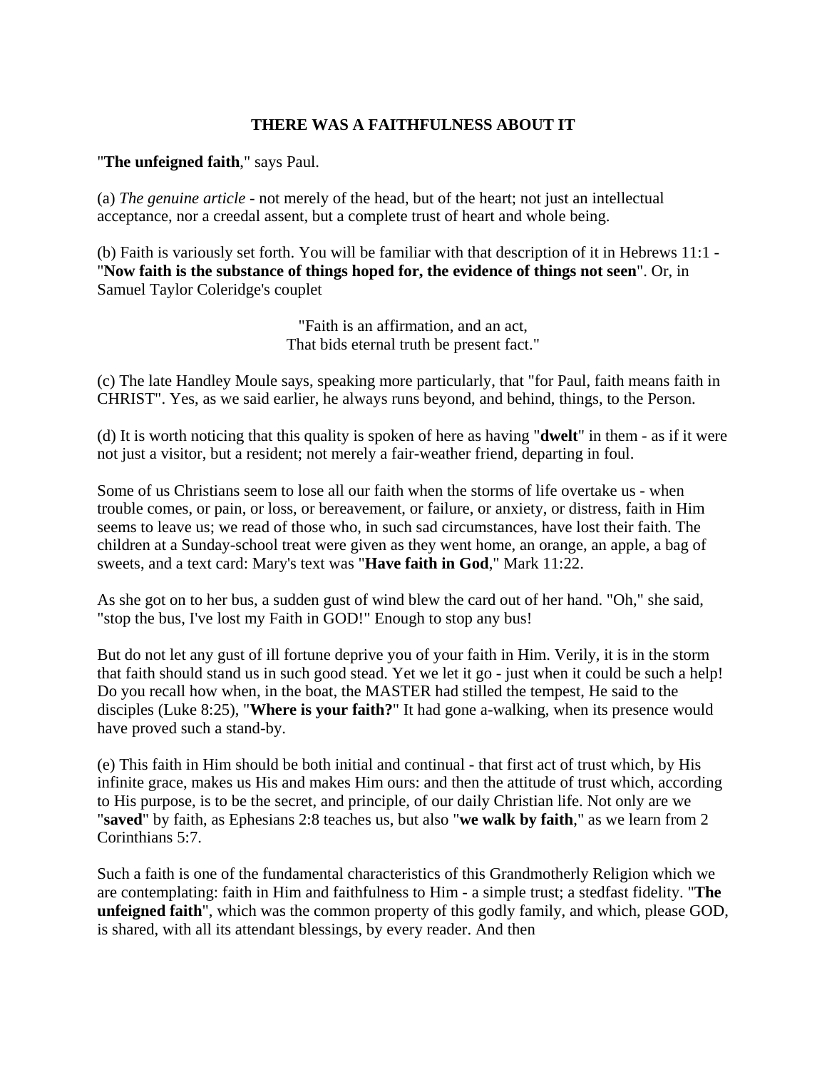## THERE WAS A FAITHFULNESS ABOUT IT

"**The unfeigned faith**," says Paul.

(a) *The genuine article* - not merely of the head, but of the heart; not just an intellectual acceptance, nor a creedal assent, but a complete trust of heart and whole being.

(b) Faith is variously set forth. You will be familiar with that description of it in Hebrews 11:1 - "**Now faith is the substance of things hoped for, the evidence of things not seen**". Or, in Samuel Taylor Coleridge's couplet

> "Faith is an affirmation, and an act,
> That bids eternal truth be present fact."

(c) The late Handley Moule says, speaking more particularly, that "for Paul, faith means faith in CHRIST". Yes, as we said earlier, he always runs beyond, and behind, things, to the Person.

(d) It is worth noticing that this quality is spoken of here as having "**dwelt**" in them - as if it were not just a visitor, but a resident; not merely a fair-weather friend, departing in foul.

Some of us Christians seem to lose all our faith when the storms of life overtake us - when trouble comes, or pain, or loss, or bereavement, or failure, or anxiety, or distress, faith in Him seems to leave us; we read of those who, in such sad circumstances, have lost their faith. The children at a Sunday-school treat were given as they went home, an orange, an apple, a bag of sweets, and a text card: Mary's text was "**Have faith in God**," Mark 11:22.

As she got on to her bus, a sudden gust of wind blew the card out of her hand. "Oh," she said, "stop the bus, I've lost my Faith in GOD!" Enough to stop any bus!

But do not let any gust of ill fortune deprive you of your faith in Him. Verily, it is in the storm that faith should stand us in such good stead. Yet we let it go - just when it could be such a help! Do you recall how when, in the boat, the MASTER had stilled the tempest, He said to the disciples (Luke 8:25), "**Where is your faith?**" It had gone a-walking, when its presence would have proved such a stand-by.

(e) This faith in Him should be both initial and continual - that first act of trust which, by His infinite grace, makes us His and makes Him ours: and then the attitude of trust which, according to His purpose, is to be the secret, and principle, of our daily Christian life. Not only are we "**saved**" by faith, as Ephesians 2:8 teaches us, but also "**we walk by faith**," as we learn from 2 Corinthians 5:7.

Such a faith is one of the fundamental characteristics of this Grandmotherly Religion which we are contemplating: faith in Him and faithfulness to Him - a simple trust; a stedfast fidelity. "**The unfeigned faith**", which was the common property of this godly family, and which, please GOD, is shared, with all its attendant blessings, by every reader. And then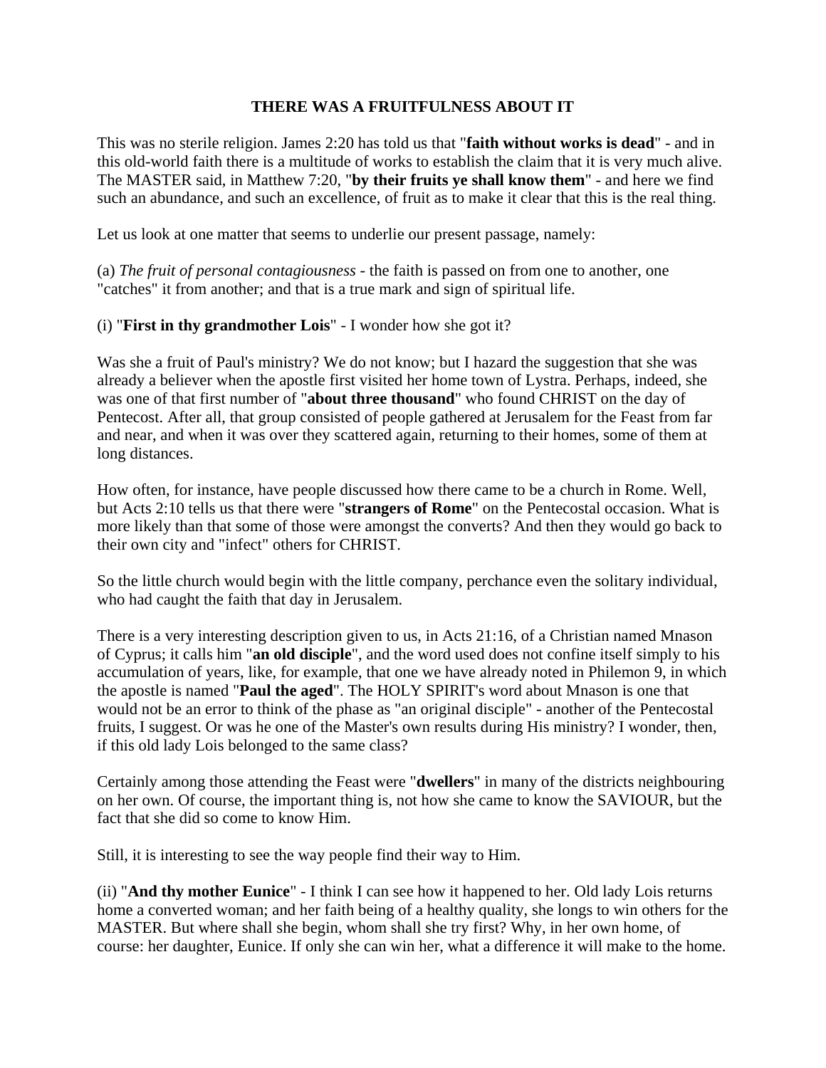### THERE WAS A FRUITFULNESS ABOUT IT

This was no sterile religion. James 2:20 has told us that "**faith without works is dead**" - and in this old-world faith there is a multitude of works to establish the claim that it is very much alive. The MASTER said, in Matthew 7:20, "**by their fruits ye shall know them**" - and here we find such an abundance, and such an excellence, of fruit as to make it clear that this is the real thing.

Let us look at one matter that seems to underlie our present passage, namely:

(a) *The fruit of personal contagiousness* - the faith is passed on from one to another, one "catches" it from another; and that is a true mark and sign of spiritual life.

(i) "**First in thy grandmother Lois**" - I wonder how she got it?

Was she a fruit of Paul's ministry? We do not know; but I hazard the suggestion that she was already a believer when the apostle first visited her home town of Lystra. Perhaps, indeed, she was one of that first number of "**about three thousand**" who found CHRIST on the day of Pentecost. After all, that group consisted of people gathered at Jerusalem for the Feast from far and near, and when it was over they scattered again, returning to their homes, some of them at long distances.

How often, for instance, have people discussed how there came to be a church in Rome. Well, but Acts 2:10 tells us that there were "**strangers of Rome**" on the Pentecostal occasion. What is more likely than that some of those were amongst the converts? And then they would go back to their own city and "infect" others for CHRIST.

So the little church would begin with the little company, perchance even the solitary individual, who had caught the faith that day in Jerusalem.

There is a very interesting description given to us, in Acts 21:16, of a Christian named Mnason of Cyprus; it calls him "**an old disciple**", and the word used does not confine itself simply to his accumulation of years, like, for example, that one we have already noted in Philemon 9, in which the apostle is named "**Paul the aged**". The HOLY SPIRIT's word about Mnason is one that would not be an error to think of the phase as "an original disciple" - another of the Pentecostal fruits, I suggest. Or was he one of the Master's own results during His ministry? I wonder, then, if this old lady Lois belonged to the same class?

Certainly among those attending the Feast were "**dwellers**" in many of the districts neighbouring on her own. Of course, the important thing is, not how she came to know the SAVIOUR, but the fact that she did so come to know Him.

Still, it is interesting to see the way people find their way to Him.

(ii) "**And thy mother Eunice**" - I think I can see how it happened to her. Old lady Lois returns home a converted woman; and her faith being of a healthy quality, she longs to win others for the MASTER. But where shall she begin, whom shall she try first? Why, in her own home, of course: her daughter, Eunice. If only she can win her, what a difference it will make to the home.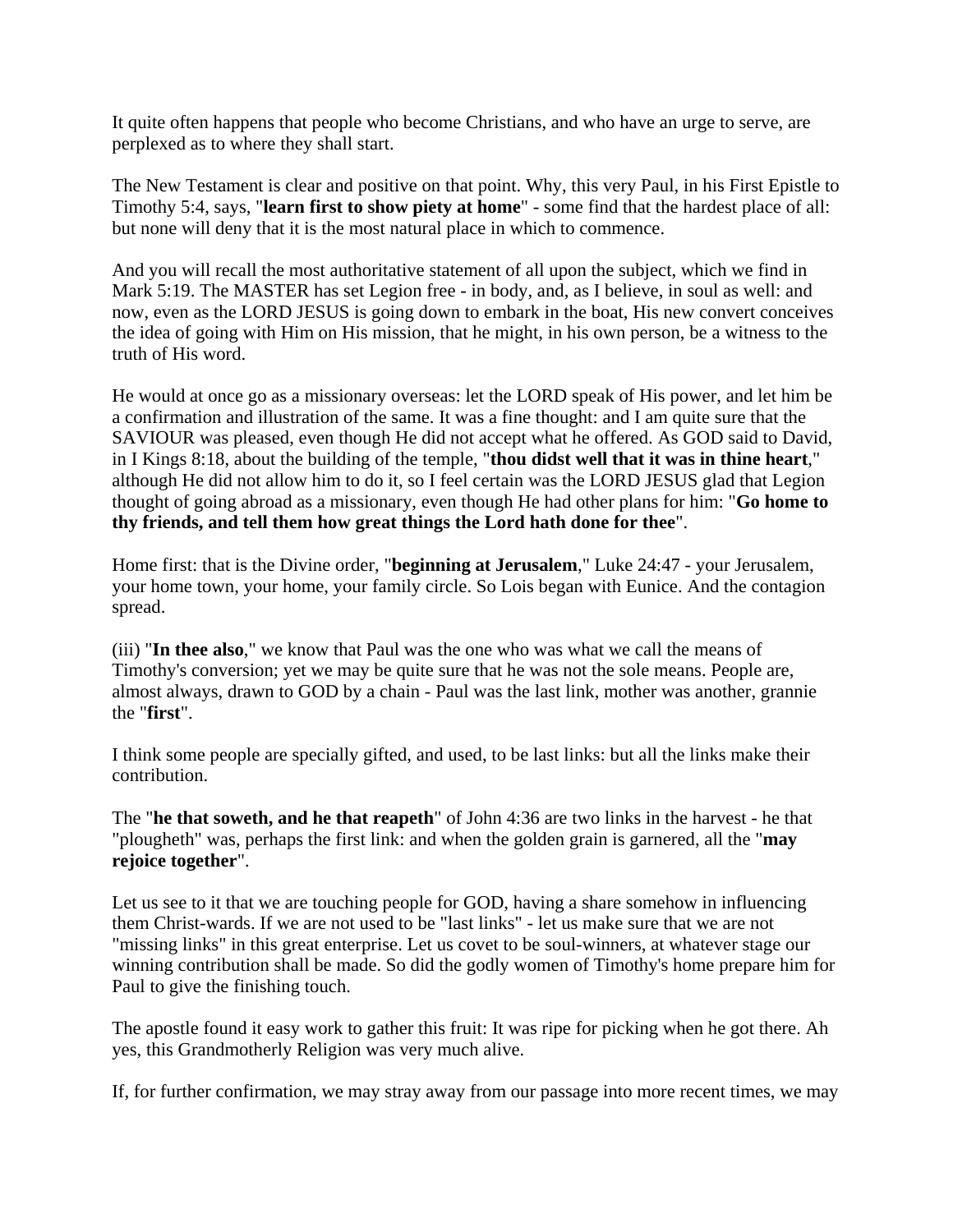It quite often happens that people who become Christians, and who have an urge to serve, are perplexed as to where they shall start.

The New Testament is clear and positive on that point. Why, this very Paul, in his First Epistle to Timothy 5:4, says, "**learn first to show piety at home**" - some find that the hardest place of all: but none will deny that it is the most natural place in which to commence.

And you will recall the most authoritative statement of all upon the subject, which we find in Mark 5:19. The MASTER has set Legion free - in body, and, as I believe, in soul as well: and now, even as the LORD JESUS is going down to embark in the boat, His new convert conceives the idea of going with Him on His mission, that he might, in his own person, be a witness to the truth of His word.

He would at once go as a missionary overseas: let the LORD speak of His power, and let him be a confirmation and illustration of the same. It was a fine thought: and I am quite sure that the SAVIOUR was pleased, even though He did not accept what he offered. As GOD said to David, in I Kings 8:18, about the building of the temple, "**thou didst well that it was in thine heart**," although He did not allow him to do it, so I feel certain was the LORD JESUS glad that Legion thought of going abroad as a missionary, even though He had other plans for him: "**Go home to thy friends, and tell them how great things the Lord hath done for thee**".

Home first: that is the Divine order, "**beginning at Jerusalem**," Luke 24:47 - your Jerusalem, your home town, your home, your family circle. So Lois began with Eunice. And the contagion spread.

(iii) "**In thee also**," we know that Paul was the one who was what we call the means of Timothy's conversion; yet we may be quite sure that he was not the sole means. People are, almost always, drawn to GOD by a chain - Paul was the last link, mother was another, grannie the "**first**".

I think some people are specially gifted, and used, to be last links: but all the links make their contribution.

The "**he that soweth, and he that reapeth**" of John 4:36 are two links in the harvest - he that "plougheth" was, perhaps the first link: and when the golden grain is garnered, all the "**may rejoice together**".

Let us see to it that we are touching people for GOD, having a share somehow in influencing them Christ-wards. If we are not used to be "last links" - let us make sure that we are not "missing links" in this great enterprise. Let us covet to be soul-winners, at whatever stage our winning contribution shall be made. So did the godly women of Timothy's home prepare him for Paul to give the finishing touch.

The apostle found it easy work to gather this fruit: It was ripe for picking when he got there. Ah yes, this Grandmotherly Religion was very much alive.

If, for further confirmation, we may stray away from our passage into more recent times, we may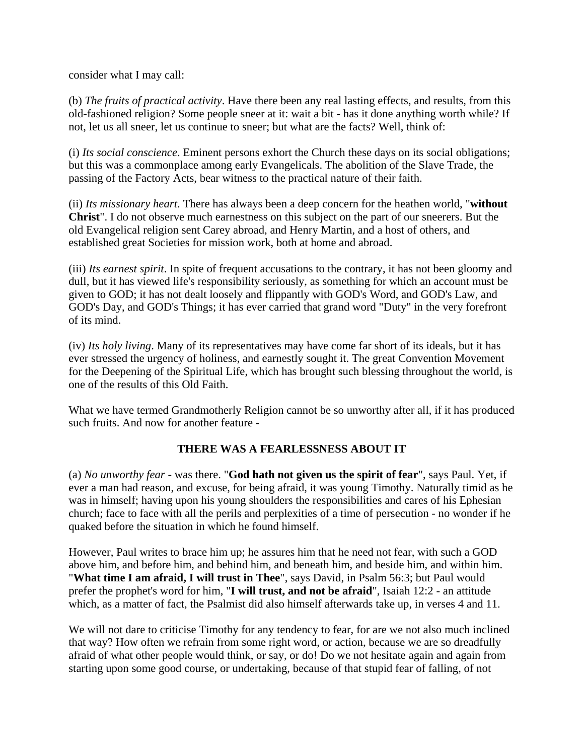consider what I may call:

(b) *The fruits of practical activity*. Have there been any real lasting effects, and results, from this old-fashioned religion? Some people sneer at it: wait a bit - has it done anything worth while? If not, let us all sneer, let us continue to sneer; but what are the facts? Well, think of:

(i) *Its social conscience*. Eminent persons exhort the Church these days on its social obligations; but this was a commonplace among early Evangelicals. The abolition of the Slave Trade, the passing of the Factory Acts, bear witness to the practical nature of their faith.

(ii) *Its missionary heart*. There has always been a deep concern for the heathen world, "**without Christ**". I do not observe much earnestness on this subject on the part of our sneerers. But the old Evangelical religion sent Carey abroad, and Henry Martin, and a host of others, and established great Societies for mission work, both at home and abroad.

(iii) *Its earnest spirit*. In spite of frequent accusations to the contrary, it has not been gloomy and dull, but it has viewed life's responsibility seriously, as something for which an account must be given to GOD; it has not dealt loosely and flippantly with GOD's Word, and GOD's Law, and GOD's Day, and GOD's Things; it has ever carried that grand word "Duty" in the very forefront of its mind.

(iv) *Its holy living*. Many of its representatives may have come far short of its ideals, but it has ever stressed the urgency of holiness, and earnestly sought it. The great Convention Movement for the Deepening of the Spiritual Life, which has brought such blessing throughout the world, is one of the results of this Old Faith.

What we have termed Grandmotherly Religion cannot be so unworthy after all, if it has produced such fruits. And now for another feature -

### THERE WAS A FEARLESSNESS ABOUT IT

(a) *No unworthy fear* - was there. "**God hath not given us the spirit of fear**", says Paul. Yet, if ever a man had reason, and excuse, for being afraid, it was young Timothy. Naturally timid as he was in himself; having upon his young shoulders the responsibilities and cares of his Ephesian church; face to face with all the perils and perplexities of a time of persecution - no wonder if he quaked before the situation in which he found himself.

However, Paul writes to brace him up; he assures him that he need not fear, with such a GOD above him, and before him, and behind him, and beneath him, and beside him, and within him. "**What time I am afraid, I will trust in Thee**", says David, in Psalm 56:3; but Paul would prefer the prophet's word for him, "**I will trust, and not be afraid**", Isaiah 12:2 - an attitude which, as a matter of fact, the Psalmist did also himself afterwards take up, in verses 4 and 11.

We will not dare to criticise Timothy for any tendency to fear, for are we not also much inclined that way? How often we refrain from some right word, or action, because we are so dreadfully afraid of what other people would think, or say, or do! Do we not hesitate again and again from starting upon some good course, or undertaking, because of that stupid fear of falling, of not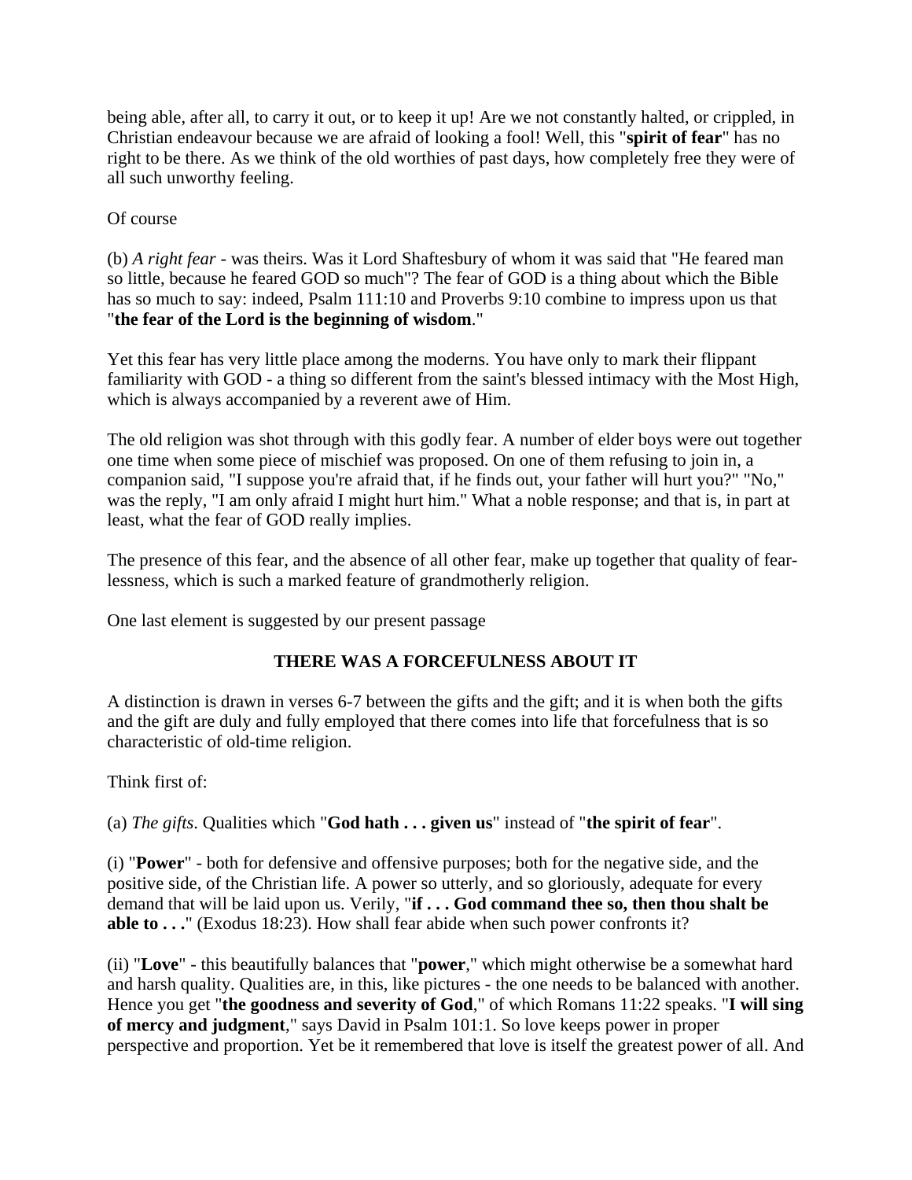being able, after all, to carry it out, or to keep it up! Are we not constantly halted, or crippled, in Christian endeavour because we are afraid of looking a fool! Well, this "**spirit of fear**" has no right to be there. As we think of the old worthies of past days, how completely free they were of all such unworthy feeling.

Of course

(b) *A right fear* - was theirs. Was it Lord Shaftesbury of whom it was said that "He feared man so little, because he feared GOD so much"? The fear of GOD is a thing about which the Bible has so much to say: indeed, Psalm 111:10 and Proverbs 9:10 combine to impress upon us that "**the fear of the Lord is the beginning of wisdom**."

Yet this fear has very little place among the moderns. You have only to mark their flippant familiarity with GOD - a thing so different from the saint's blessed intimacy with the Most High, which is always accompanied by a reverent awe of Him.

The old religion was shot through with this godly fear. A number of elder boys were out together one time when some piece of mischief was proposed. On one of them refusing to join in, a companion said, "I suppose you're afraid that, if he finds out, your father will hurt you?" "No," was the reply, "I am only afraid I might hurt him." What a noble response; and that is, in part at least, what the fear of GOD really implies.

The presence of this fear, and the absence of all other fear, make up together that quality of fear-lessness, which is such a marked feature of grandmotherly religion.

One last element is suggested by our present passage

## THERE WAS A FORCEFULNESS ABOUT IT

A distinction is drawn in verses 6-7 between the gifts and the gift; and it is when both the gifts and the gift are duly and fully employed that there comes into life that forcefulness that is so characteristic of old-time religion.

Think first of:

(a) *The gifts*. Qualities which "**God hath . . . given us**" instead of "**the spirit of fear**".

(i) "**Power**" - both for defensive and offensive purposes; both for the negative side, and the positive side, of the Christian life. A power so utterly, and so gloriously, adequate for every demand that will be laid upon us. Verily, "**if . . . God command thee so, then thou shalt be able to . . .**" (Exodus 18:23). How shall fear abide when such power confronts it?

(ii) "**Love**" - this beautifully balances that "**power**," which might otherwise be a somewhat hard and harsh quality. Qualities are, in this, like pictures - the one needs to be balanced with another. Hence you get "**the goodness and severity of God**," of which Romans 11:22 speaks. "**I will sing of mercy and judgment**," says David in Psalm 101:1. So love keeps power in proper perspective and proportion. Yet be it remembered that love is itself the greatest power of all. And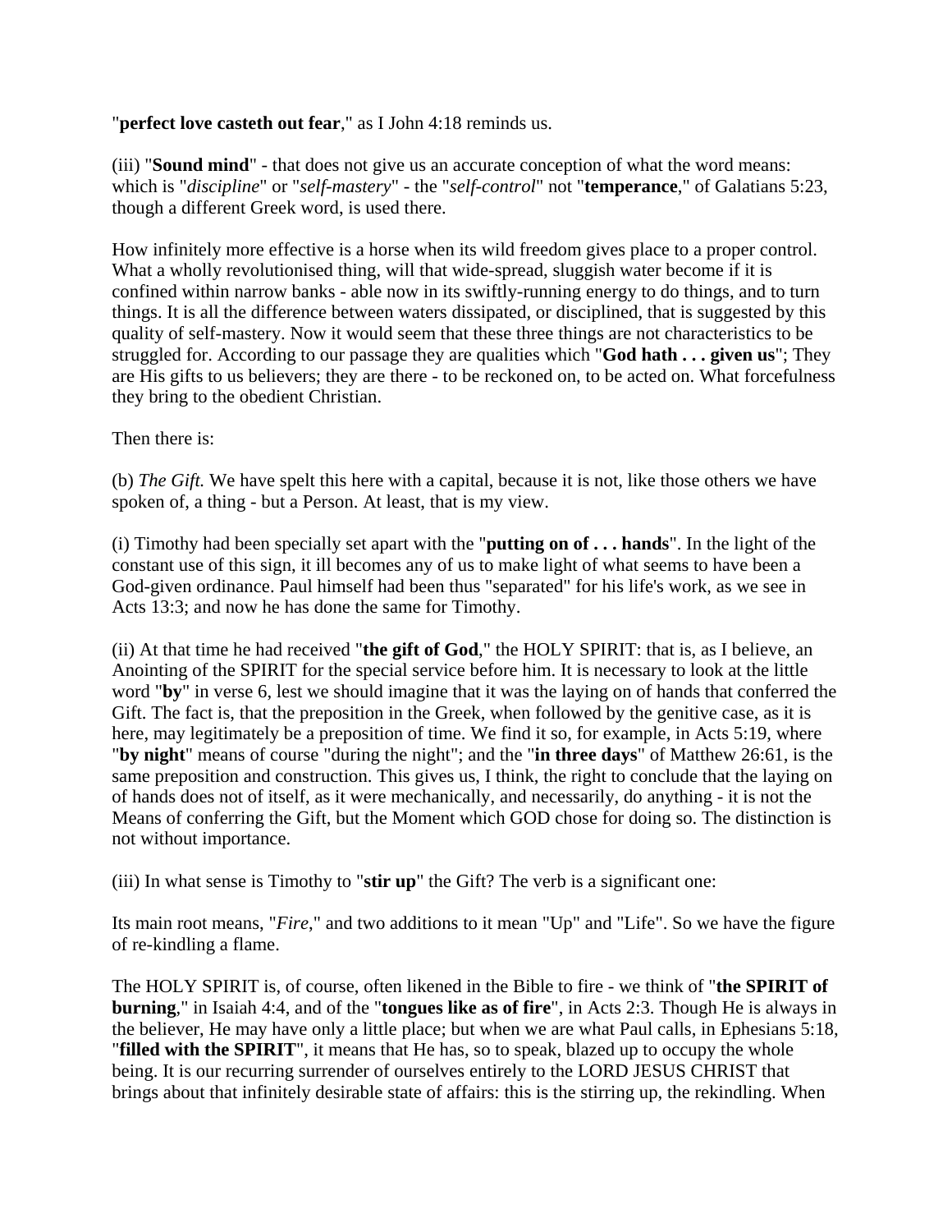"**perfect love casteth out fear**," as I John 4:18 reminds us.

(iii) "**Sound mind**" - that does not give us an accurate conception of what the word means: which is "*discipline*" or "*self-mastery*" - the "*self-control*" not "**temperance**," of Galatians 5:23, though a different Greek word, is used there.

How infinitely more effective is a horse when its wild freedom gives place to a proper control. What a wholly revolutionised thing, will that wide-spread, sluggish water become if it is confined within narrow banks - able now in its swiftly-running energy to do things, and to turn things. It is all the difference between waters dissipated, or disciplined, that is suggested by this quality of self-mastery. Now it would seem that these three things are not characteristics to be struggled for. According to our passage they are qualities which "**God hath . . . given us**"; They are His gifts to us believers; they are there - to be reckoned on, to be acted on. What forcefulness they bring to the obedient Christian.

Then there is:

(b) *The Gift.* We have spelt this here with a capital, because it is not, like those others we have spoken of, a thing - but a Person. At least, that is my view.

(i) Timothy had been specially set apart with the "**putting on of . . . hands**". In the light of the constant use of this sign, it ill becomes any of us to make light of what seems to have been a God-given ordinance. Paul himself had been thus "separated" for his life's work, as we see in Acts 13:3; and now he has done the same for Timothy.

(ii) At that time he had received "**the gift of God**," the HOLY SPIRIT: that is, as I believe, an Anointing of the SPIRIT for the special service before him. It is necessary to look at the little word "**by**" in verse 6, lest we should imagine that it was the laying on of hands that conferred the Gift. The fact is, that the preposition in the Greek, when followed by the genitive case, as it is here, may legitimately be a preposition of time. We find it so, for example, in Acts 5:19, where "**by night**" means of course "during the night"; and the "**in three days**" of Matthew 26:61, is the same preposition and construction. This gives us, I think, the right to conclude that the laying on of hands does not of itself, as it were mechanically, and necessarily, do anything - it is not the Means of conferring the Gift, but the Moment which GOD chose for doing so. The distinction is not without importance.

(iii) In what sense is Timothy to "**stir up**" the Gift? The verb is a significant one:

Its main root means, "*Fire*," and two additions to it mean "Up" and "Life". So we have the figure of re-kindling a flame.

The HOLY SPIRIT is, of course, often likened in the Bible to fire - we think of "**the SPIRIT of burning**," in Isaiah 4:4, and of the "**tongues like as of fire**", in Acts 2:3. Though He is always in the believer, He may have only a little place; but when we are what Paul calls, in Ephesians 5:18, "**filled with the SPIRIT**", it means that He has, so to speak, blazed up to occupy the whole being. It is our recurring surrender of ourselves entirely to the LORD JESUS CHRIST that brings about that infinitely desirable state of affairs: this is the stirring up, the rekindling. When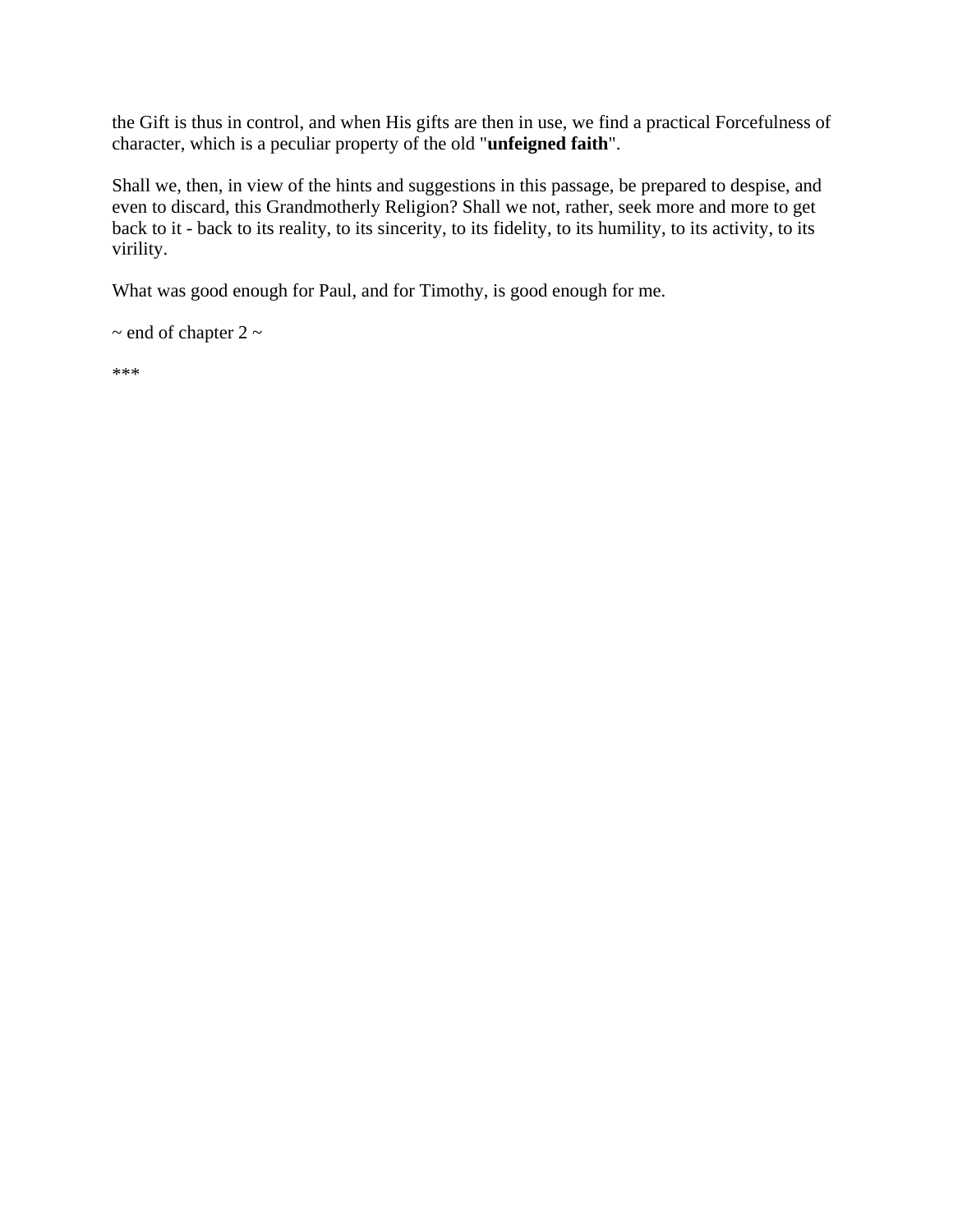the Gift is thus in control, and when His gifts are then in use, we find a practical Forcefulness of character, which is a peculiar property of the old "**unfeigned faith**".

Shall we, then, in view of the hints and suggestions in this passage, be prepared to despise, and even to discard, this Grandmotherly Religion? Shall we not, rather, seek more and more to get back to it - back to its reality, to its sincerity, to its fidelity, to its humility, to its activity, to its virility.

What was good enough for Paul, and for Timothy, is good enough for me.

~ end of chapter 2 ~

***